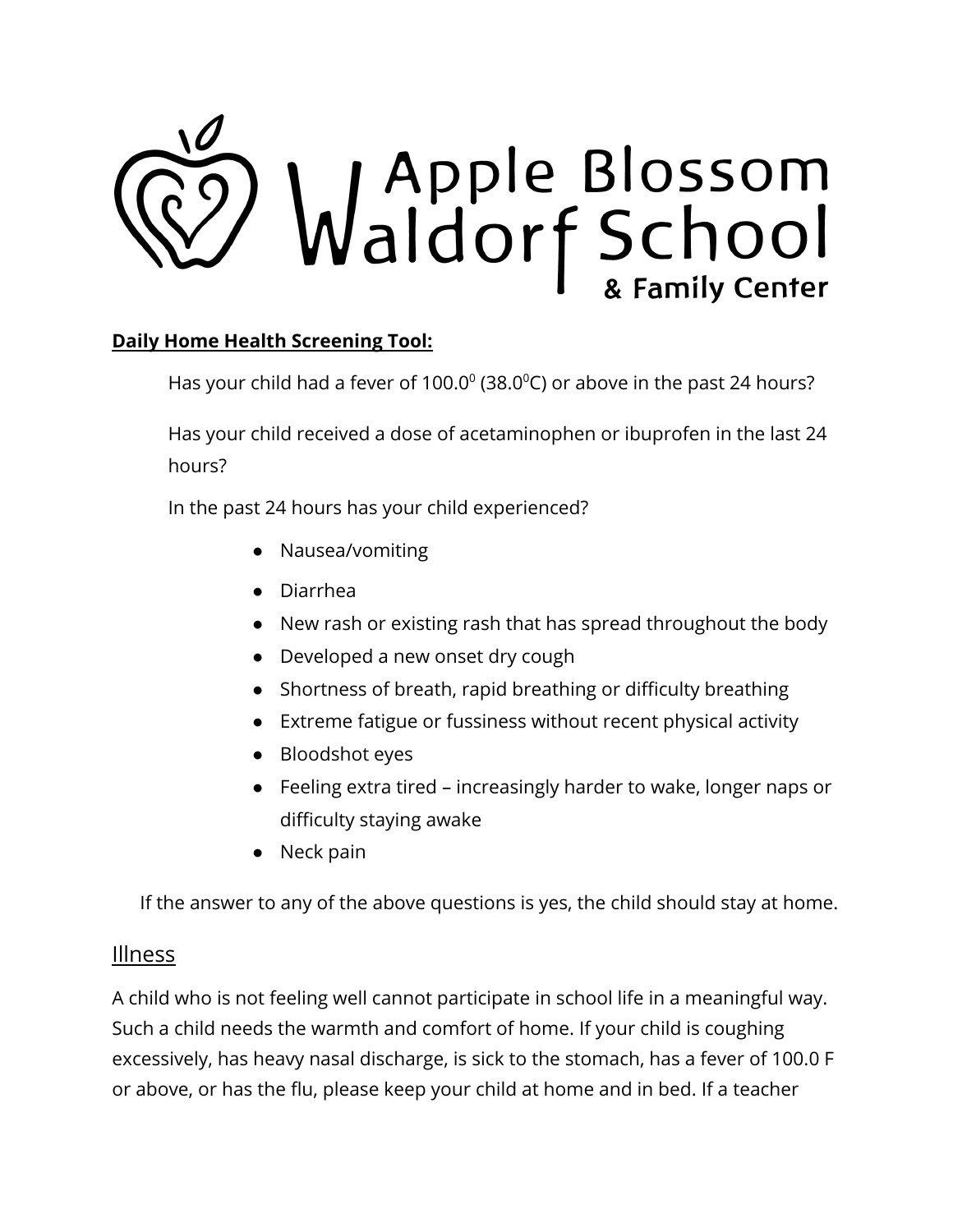# Apple Blossom Waldorf School & Family Center

**Daily Home Health Screening Tool:**

Has your child had a fever of $100.0^0$ ($38.0^0$C) or above in the past 24 hours?

Has your child received a dose of acetaminophen or ibuprofen in the last 24 hours?

In the past 24 hours has your child experienced?

- Nausea/vomiting
- Diarrhea
- New rash or existing rash that has spread throughout the body
- Developed a new onset dry cough
- Shortness of breath, rapid breathing or difficulty breathing
- Extreme fatigue or fussiness without recent physical activity
- Bloodshot eyes
- Feeling extra tired – increasingly harder to wake, longer naps or difficulty staying awake
- Neck pain

If the answer to any of the above questions is yes, the child should stay at home.

## Illness

A child who is not feeling well cannot participate in school life in a meaningful way. Such a child needs the warmth and comfort of home. If your child is coughing excessively, has heavy nasal discharge, is sick to the stomach, has a fever of 100.0 F or above, or has the flu, please keep your child at home and in bed. If a teacher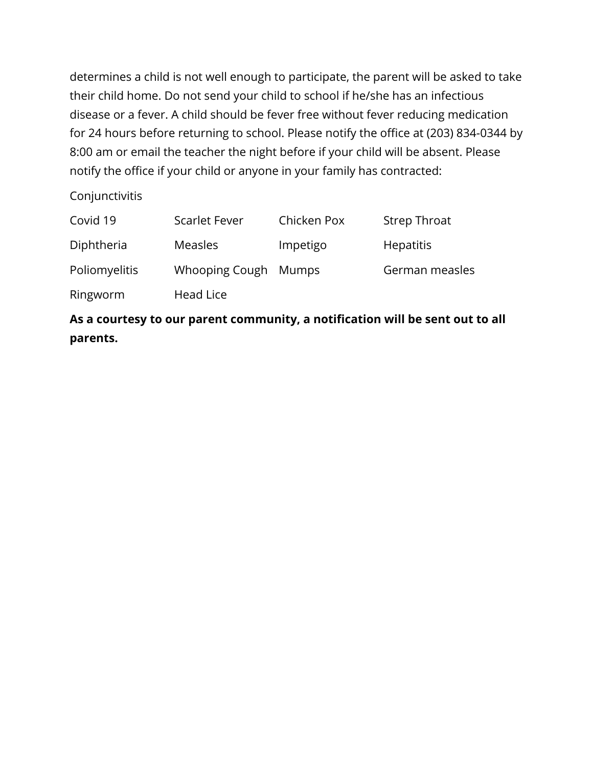determines a child is not well enough to participate, the parent will be asked to take their child home. Do not send your child to school if he/she has an infectious disease or a fever. A child should be fever free without fever reducing medication for 24 hours before returning to school. Please notify the office at (203) 834-0344 by 8:00 am or email the teacher the night before if your child will be absent. Please notify the office if your child or anyone in your family has contracted:

Conjunctivitis

| | | | |
|---|---|---|---|
| Covid 19 | Scarlet Fever | Chicken Pox | Strep Throat |
| Diphtheria | Measles | Impetigo | Hepatitis |
| Poliomyelitis | Whooping Cough | Mumps | German measles |
| Ringworm | Head Lice | | |

**As a courtesy to our parent community, a notification will be sent out to all parents.**